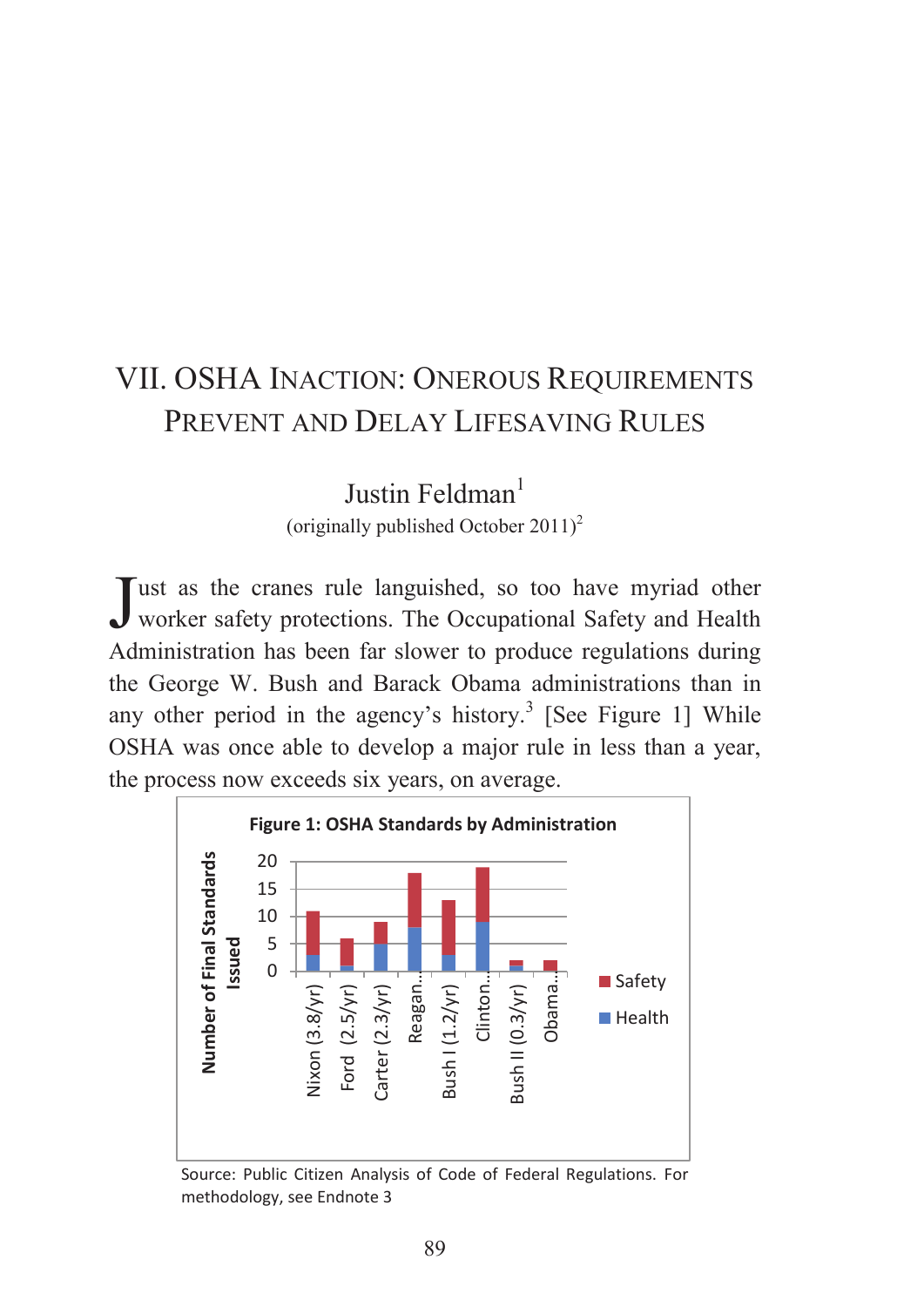# VII. OSHA INACTION: ONEROUS REQUIREMENTS PREVENT AND DELAY LIFESAVING RULES

Justin Feldman[1]

(originally published October 2011)[2]

Just as the cranes rule languished, so too have myriad other worker safety protections. The Occupational Safety and Health Administration has been far slower to produce regulations during the George W. Bush and Barack Obama administrations than in any other period in the agency's history.[3] [See Figure 1] While OSHA was once able to develop a major rule in less than a year, the process now exceeds six years, on average.

**Figure 1: OSHA Standards by Administration**

Source: Public Citizen Analysis of Code of Federal Regulations. For methodology, see Endnote 3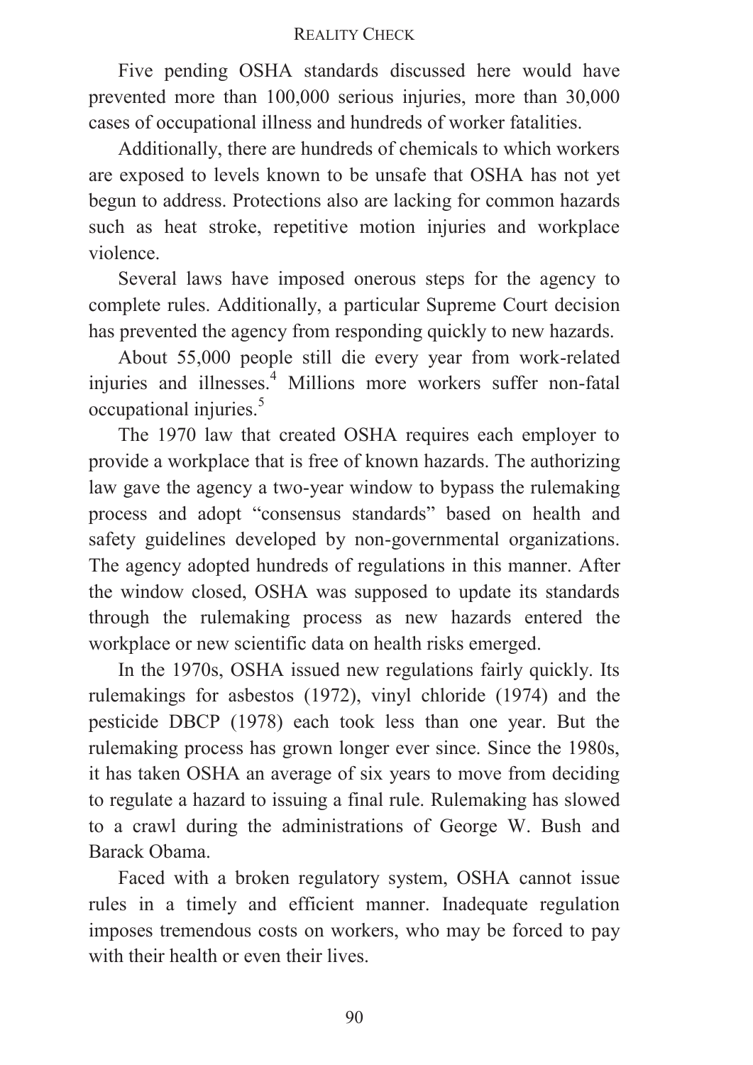Five pending OSHA standards discussed here would have prevented more than 100,000 serious injuries, more than 30,000 cases of occupational illness and hundreds of worker fatalities.

Additionally, there are hundreds of chemicals to which workers are exposed to levels known to be unsafe that OSHA has not yet begun to address. Protections also are lacking for common hazards such as heat stroke, repetitive motion injuries and workplace violence.

Several laws have imposed onerous steps for the agency to complete rules. Additionally, a particular Supreme Court decision has prevented the agency from responding quickly to new hazards.

About 55,000 people still die every year from work-related injuries and illnesses.[4] Millions more workers suffer non-fatal occupational injuries.[5]

The 1970 law that created OSHA requires each employer to provide a workplace that is free of known hazards. The authorizing law gave the agency a two-year window to bypass the rulemaking process and adopt "consensus standards" based on health and safety guidelines developed by non-governmental organizations. The agency adopted hundreds of regulations in this manner. After the window closed, OSHA was supposed to update its standards through the rulemaking process as new hazards entered the workplace or new scientific data on health risks emerged.

In the 1970s, OSHA issued new regulations fairly quickly. Its rulemakings for asbestos (1972), vinyl chloride (1974) and the pesticide DBCP (1978) each took less than one year. But the rulemaking process has grown longer ever since. Since the 1980s, it has taken OSHA an average of six years to move from deciding to regulate a hazard to issuing a final rule. Rulemaking has slowed to a crawl during the administrations of George W. Bush and Barack Obama.

Faced with a broken regulatory system, OSHA cannot issue rules in a timely and efficient manner. Inadequate regulation imposes tremendous costs on workers, who may be forced to pay with their health or even their lives.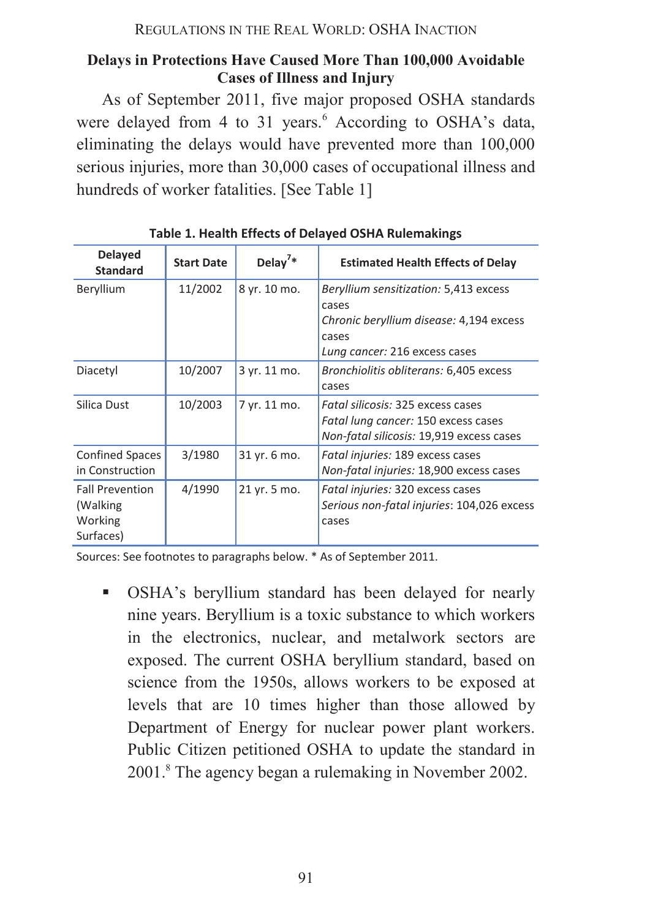### Delays in Protections Have Caused More Than 100,000 Avoidable Cases of Illness and Injury

As of September 2011, five major proposed OSHA standards were delayed from 4 to 31 years.[6] According to OSHA's data, eliminating the delays would have prevented more than 100,000 serious injuries, more than 30,000 cases of occupational illness and hundreds of worker fatalities. [See Table 1]

**Table 1. Health Effects of Delayed OSHA Rulemakings**

| Delayed Standard | Start Date | Delay[7]* | Estimated Health Effects of Delay |
|---|---|---|---|
| Beryllium | 11/2002 | 8 yr. 10 mo. | *Beryllium sensitization:* 5,413 excess cases<br>*Chronic beryllium disease:* 4,194 excess cases<br>*Lung cancer:* 216 excess cases |
| Diacetyl | 10/2007 | 3 yr. 11 mo. | *Bronchiolitis obliterans:* 6,405 excess cases |
| Silica Dust | 10/2003 | 7 yr. 11 mo. | *Fatal silicosis:* 325 excess cases<br>*Fatal lung cancer:* 150 excess cases<br>*Non-fatal silicosis:* 19,919 excess cases |
| Confined Spaces in Construction | 3/1980 | 31 yr. 6 mo. | *Fatal injuries:* 189 excess cases<br>*Non-fatal injuries:* 18,900 excess cases |
| Fall Prevention (Walking Working Surfaces) | 4/1990 | 21 yr. 5 mo. | *Fatal injuries:* 320 excess cases<br>*Serious non-fatal injuries*: 104,026 excess cases |

Sources: See footnotes to paragraphs below. * As of September 2011.

- OSHA's beryllium standard has been delayed for nearly nine years. Beryllium is a toxic substance to which workers in the electronics, nuclear, and metalwork sectors are exposed. The current OSHA beryllium standard, based on science from the 1950s, allows workers to be exposed at levels that are 10 times higher than those allowed by Department of Energy for nuclear power plant workers. Public Citizen petitioned OSHA to update the standard in 2001.[8] The agency began a rulemaking in November 2002.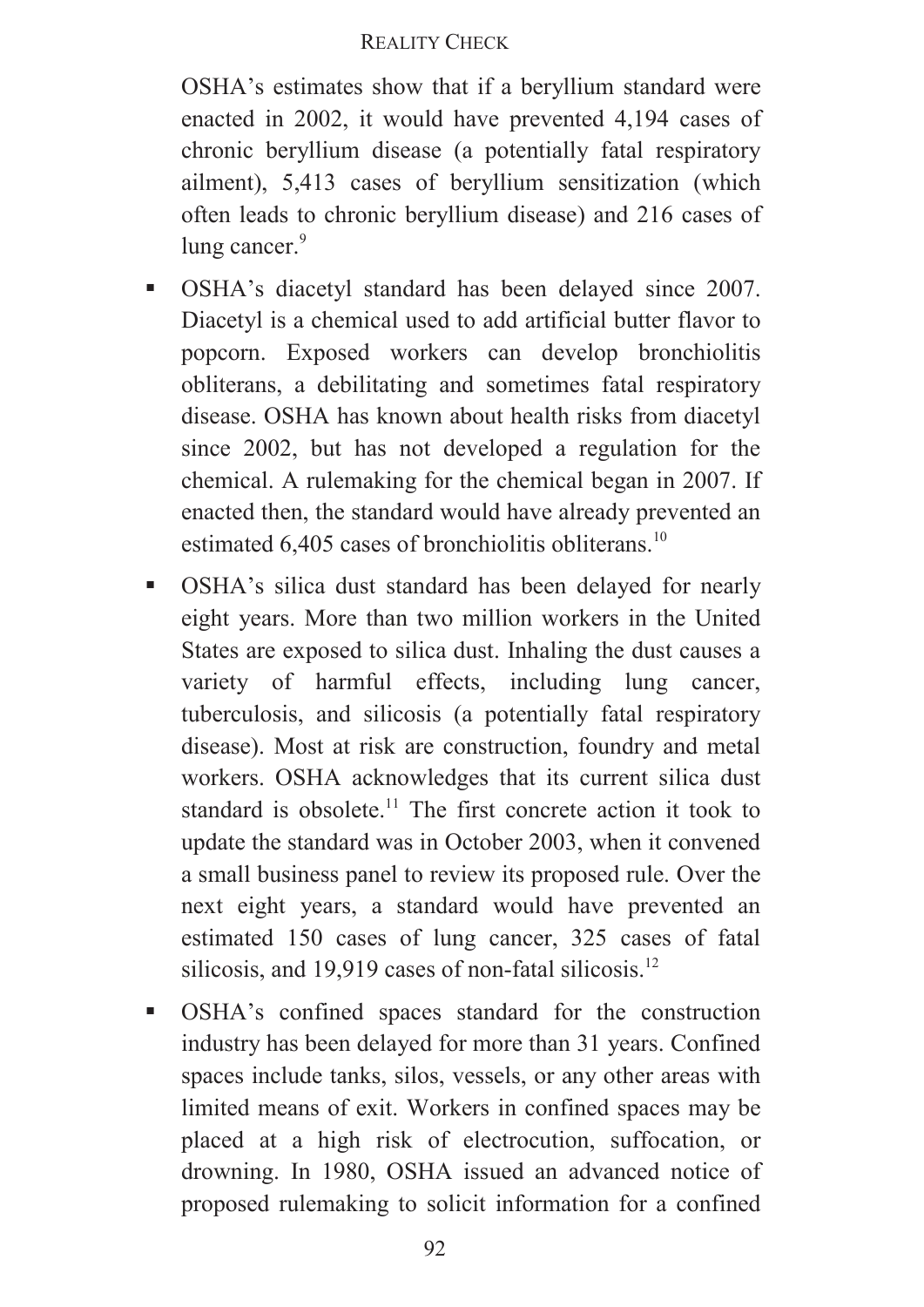OSHA's estimates show that if a beryllium standard were enacted in 2002, it would have prevented 4,194 cases of chronic beryllium disease (a potentially fatal respiratory ailment), 5,413 cases of beryllium sensitization (which often leads to chronic beryllium disease) and 216 cases of lung cancer.[9]

- OSHA's diacetyl standard has been delayed since 2007. Diacetyl is a chemical used to add artificial butter flavor to popcorn. Exposed workers can develop bronchiolitis obliterans, a debilitating and sometimes fatal respiratory disease. OSHA has known about health risks from diacetyl since 2002, but has not developed a regulation for the chemical. A rulemaking for the chemical began in 2007. If enacted then, the standard would have already prevented an estimated 6,405 cases of bronchiolitis obliterans.[10]
- OSHA's silica dust standard has been delayed for nearly eight years. More than two million workers in the United States are exposed to silica dust. Inhaling the dust causes a variety of harmful effects, including lung cancer, tuberculosis, and silicosis (a potentially fatal respiratory disease). Most at risk are construction, foundry and metal workers. OSHA acknowledges that its current silica dust standard is obsolete.[11] The first concrete action it took to update the standard was in October 2003, when it convened a small business panel to review its proposed rule. Over the next eight years, a standard would have prevented an estimated 150 cases of lung cancer, 325 cases of fatal silicosis, and 19,919 cases of non-fatal silicosis.[12]
- OSHA's confined spaces standard for the construction industry has been delayed for more than 31 years. Confined spaces include tanks, silos, vessels, or any other areas with limited means of exit. Workers in confined spaces may be placed at a high risk of electrocution, suffocation, or drowning. In 1980, OSHA issued an advanced notice of proposed rulemaking to solicit information for a confined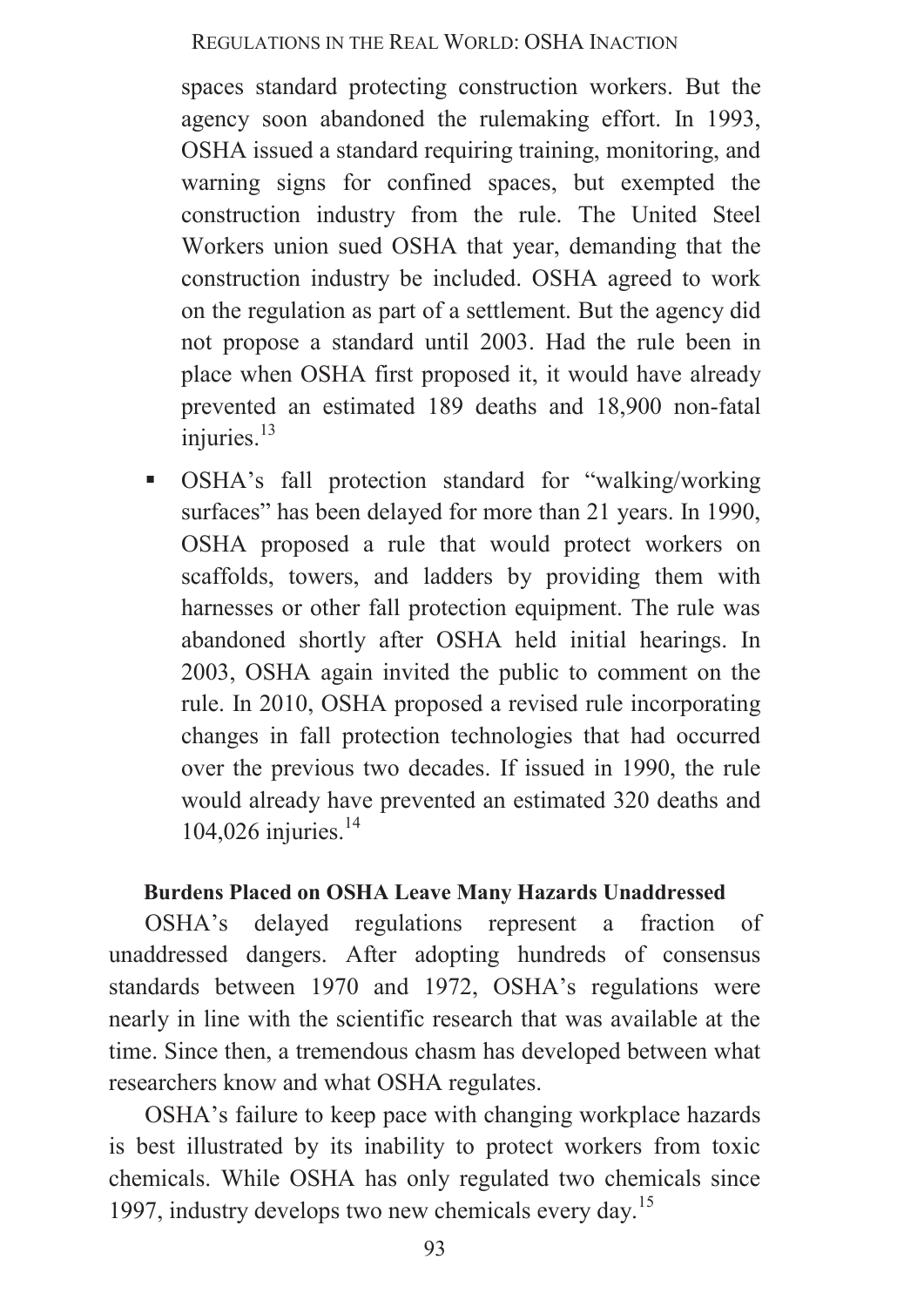spaces standard protecting construction workers. But the agency soon abandoned the rulemaking effort. In 1993, OSHA issued a standard requiring training, monitoring, and warning signs for confined spaces, but exempted the construction industry from the rule. The United Steel Workers union sued OSHA that year, demanding that the construction industry be included. OSHA agreed to work on the regulation as part of a settlement. But the agency did not propose a standard until 2003. Had the rule been in place when OSHA first proposed it, it would have already prevented an estimated 189 deaths and 18,900 non-fatal injuries.[13]

- OSHA's fall protection standard for "walking/working surfaces" has been delayed for more than 21 years. In 1990, OSHA proposed a rule that would protect workers on scaffolds, towers, and ladders by providing them with harnesses or other fall protection equipment. The rule was abandoned shortly after OSHA held initial hearings. In 2003, OSHA again invited the public to comment on the rule. In 2010, OSHA proposed a revised rule incorporating changes in fall protection technologies that had occurred over the previous two decades. If issued in 1990, the rule would already have prevented an estimated 320 deaths and 104,026 injuries.[14]

**Burdens Placed on OSHA Leave Many Hazards Unaddressed**

OSHA's delayed regulations represent a fraction of unaddressed dangers. After adopting hundreds of consensus standards between 1970 and 1972, OSHA's regulations were nearly in line with the scientific research that was available at the time. Since then, a tremendous chasm has developed between what researchers know and what OSHA regulates.

OSHA's failure to keep pace with changing workplace hazards is best illustrated by its inability to protect workers from toxic chemicals. While OSHA has only regulated two chemicals since 1997, industry develops two new chemicals every day.[15]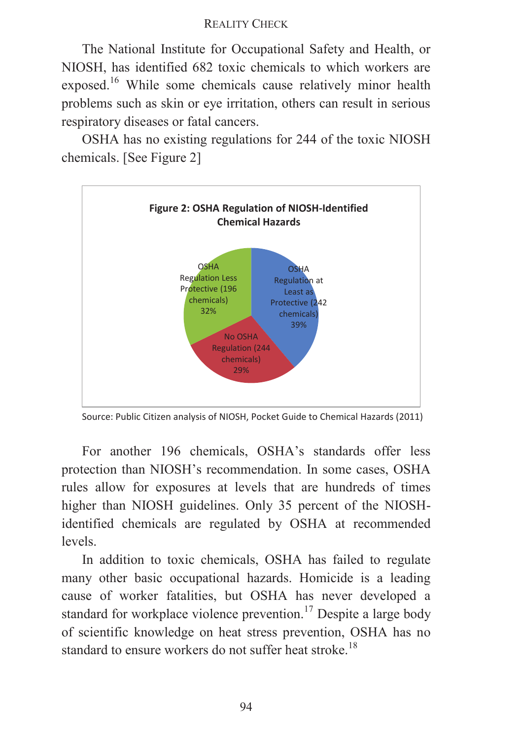The National Institute for Occupational Safety and Health, or NIOSH, has identified 682 toxic chemicals to which workers are exposed.[16] While some chemicals cause relatively minor health problems such as skin or eye irritation, others can result in serious respiratory diseases or fatal cancers.

OSHA has no existing regulations for 244 of the toxic NIOSH chemicals. [See Figure 2]

**Figure 2: OSHA Regulation of NIOSH-Identified Chemical Hazards**

- OSHA Regulation at Least as Protective (242 chemicals) 39%
- No OSHA Regulation (244 chemicals) 29%
- OSHA Regulation Less Protective (196 chemicals) 32%

Source: Public Citizen analysis of NIOSH, Pocket Guide to Chemical Hazards (2011)

For another 196 chemicals, OSHA's standards offer less protection than NIOSH's recommendation. In some cases, OSHA rules allow for exposures at levels that are hundreds of times higher than NIOSH guidelines. Only 35 percent of the NIOSH-identified chemicals are regulated by OSHA at recommended levels.

In addition to toxic chemicals, OSHA has failed to regulate many other basic occupational hazards. Homicide is a leading cause of worker fatalities, but OSHA has never developed a standard for workplace violence prevention.[17] Despite a large body of scientific knowledge on heat stress prevention, OSHA has no standard to ensure workers do not suffer heat stroke.[18]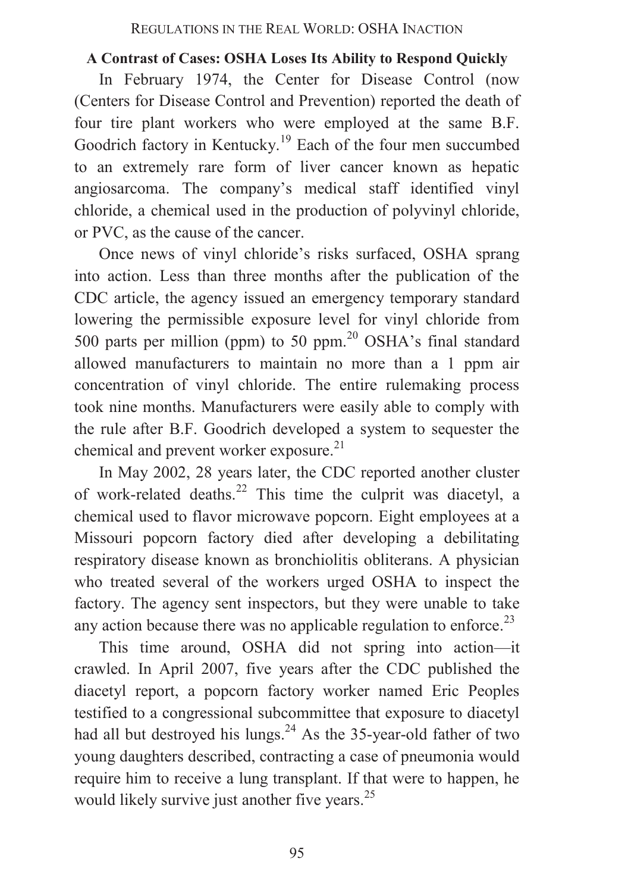### A Contrast of Cases: OSHA Loses Its Ability to Respond Quickly

In February 1974, the Center for Disease Control (now (Centers for Disease Control and Prevention) reported the death of four tire plant workers who were employed at the same B.F. Goodrich factory in Kentucky.[19] Each of the four men succumbed to an extremely rare form of liver cancer known as hepatic angiosarcoma. The company's medical staff identified vinyl chloride, a chemical used in the production of polyvinyl chloride, or PVC, as the cause of the cancer.

Once news of vinyl chloride's risks surfaced, OSHA sprang into action. Less than three months after the publication of the CDC article, the agency issued an emergency temporary standard lowering the permissible exposure level for vinyl chloride from 500 parts per million (ppm) to 50 ppm.[20] OSHA's final standard allowed manufacturers to maintain no more than a 1 ppm air concentration of vinyl chloride. The entire rulemaking process took nine months. Manufacturers were easily able to comply with the rule after B.F. Goodrich developed a system to sequester the chemical and prevent worker exposure.[21]

In May 2002, 28 years later, the CDC reported another cluster of work-related deaths.[22] This time the culprit was diacetyl, a chemical used to flavor microwave popcorn. Eight employees at a Missouri popcorn factory died after developing a debilitating respiratory disease known as bronchiolitis obliterans. A physician who treated several of the workers urged OSHA to inspect the factory. The agency sent inspectors, but they were unable to take any action because there was no applicable regulation to enforce.[23]

This time around, OSHA did not spring into action—it crawled. In April 2007, five years after the CDC published the diacetyl report, a popcorn factory worker named Eric Peoples testified to a congressional subcommittee that exposure to diacetyl had all but destroyed his lungs.[24] As the 35-year-old father of two young daughters described, contracting a case of pneumonia would require him to receive a lung transplant. If that were to happen, he would likely survive just another five years.[25]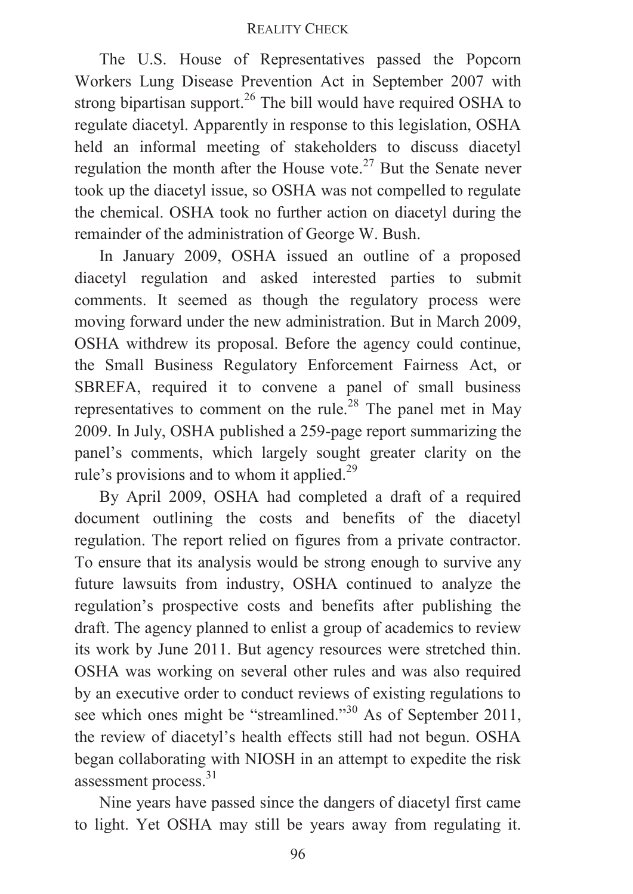The U.S. House of Representatives passed the Popcorn Workers Lung Disease Prevention Act in September 2007 with strong bipartisan support.[26] The bill would have required OSHA to regulate diacetyl. Apparently in response to this legislation, OSHA held an informal meeting of stakeholders to discuss diacetyl regulation the month after the House vote.[27] But the Senate never took up the diacetyl issue, so OSHA was not compelled to regulate the chemical. OSHA took no further action on diacetyl during the remainder of the administration of George W. Bush.

In January 2009, OSHA issued an outline of a proposed diacetyl regulation and asked interested parties to submit comments. It seemed as though the regulatory process were moving forward under the new administration. But in March 2009, OSHA withdrew its proposal. Before the agency could continue, the Small Business Regulatory Enforcement Fairness Act, or SBREFA, required it to convene a panel of small business representatives to comment on the rule.[28] The panel met in May 2009. In July, OSHA published a 259-page report summarizing the panel's comments, which largely sought greater clarity on the rule's provisions and to whom it applied.[29]

By April 2009, OSHA had completed a draft of a required document outlining the costs and benefits of the diacetyl regulation. The report relied on figures from a private contractor. To ensure that its analysis would be strong enough to survive any future lawsuits from industry, OSHA continued to analyze the regulation's prospective costs and benefits after publishing the draft. The agency planned to enlist a group of academics to review its work by June 2011. But agency resources were stretched thin. OSHA was working on several other rules and was also required by an executive order to conduct reviews of existing regulations to see which ones might be "streamlined."[30] As of September 2011, the review of diacetyl's health effects still had not begun. OSHA began collaborating with NIOSH in an attempt to expedite the risk assessment process.[31]

Nine years have passed since the dangers of diacetyl first came to light. Yet OSHA may still be years away from regulating it.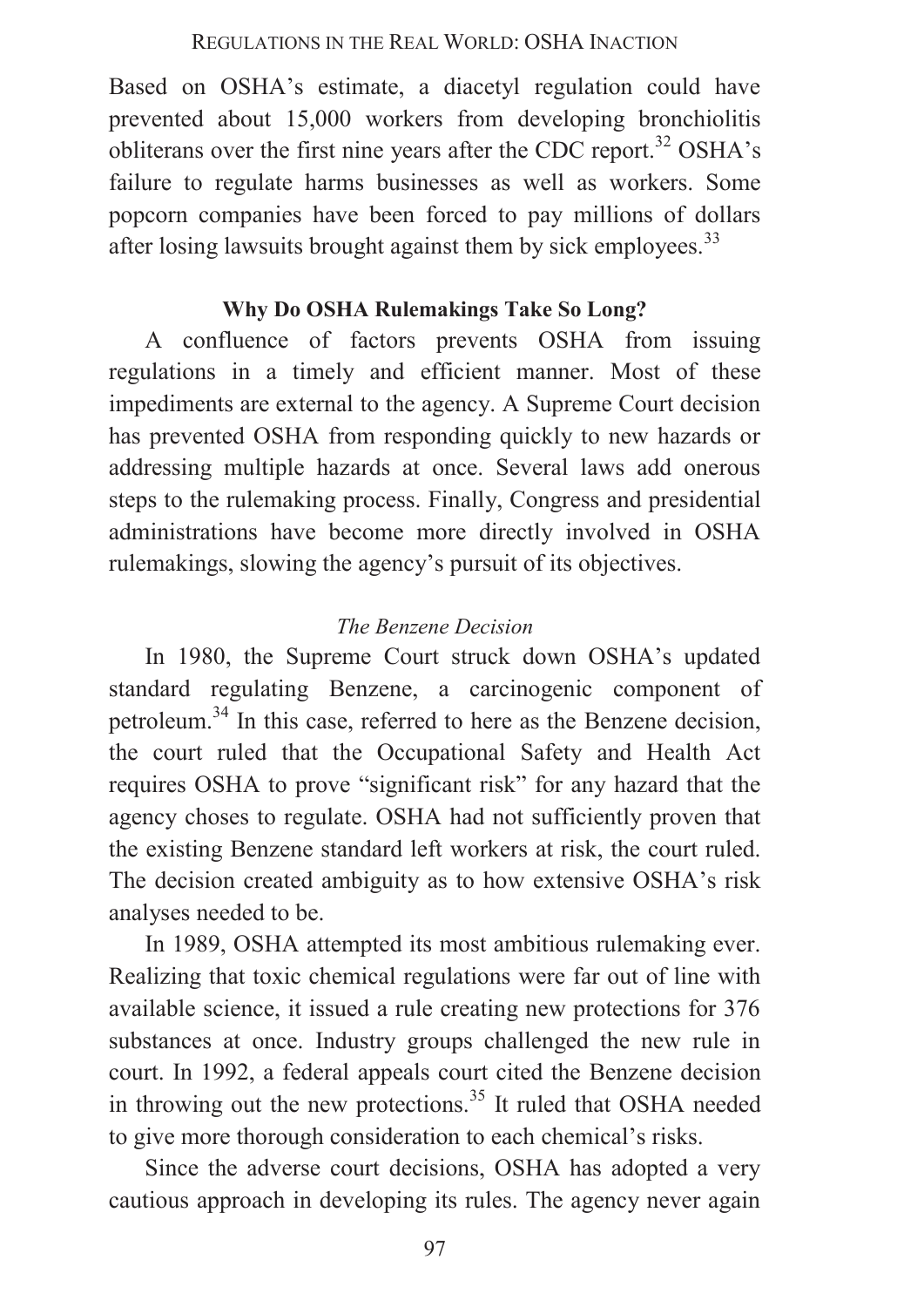Based on OSHA's estimate, a diacetyl regulation could have prevented about 15,000 workers from developing bronchiolitis obliterans over the first nine years after the CDC report.[32] OSHA's failure to regulate harms businesses as well as workers. Some popcorn companies have been forced to pay millions of dollars after losing lawsuits brought against them by sick employees.[33]

### Why Do OSHA Rulemakings Take So Long?

A confluence of factors prevents OSHA from issuing regulations in a timely and efficient manner. Most of these impediments are external to the agency. A Supreme Court decision has prevented OSHA from responding quickly to new hazards or addressing multiple hazards at once. Several laws add onerous steps to the rulemaking process. Finally, Congress and presidential administrations have become more directly involved in OSHA rulemakings, slowing the agency's pursuit of its objectives.

#### *The Benzene Decision*

In 1980, the Supreme Court struck down OSHA's updated standard regulating Benzene, a carcinogenic component of petroleum.[34] In this case, referred to here as the Benzene decision, the court ruled that the Occupational Safety and Health Act requires OSHA to prove "significant risk" for any hazard that the agency choses to regulate. OSHA had not sufficiently proven that the existing Benzene standard left workers at risk, the court ruled. The decision created ambiguity as to how extensive OSHA's risk analyses needed to be.

In 1989, OSHA attempted its most ambitious rulemaking ever. Realizing that toxic chemical regulations were far out of line with available science, it issued a rule creating new protections for 376 substances at once. Industry groups challenged the new rule in court. In 1992, a federal appeals court cited the Benzene decision in throwing out the new protections.[35] It ruled that OSHA needed to give more thorough consideration to each chemical's risks.

Since the adverse court decisions, OSHA has adopted a very cautious approach in developing its rules. The agency never again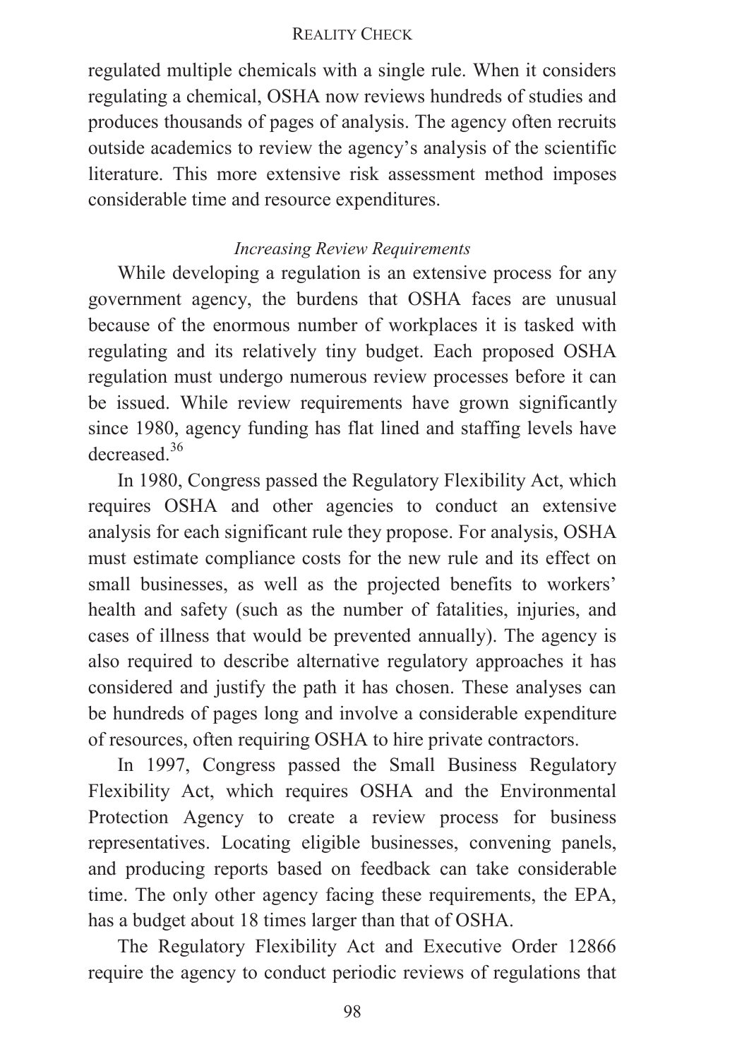regulated multiple chemicals with a single rule. When it considers regulating a chemical, OSHA now reviews hundreds of studies and produces thousands of pages of analysis. The agency often recruits outside academics to review the agency's analysis of the scientific literature. This more extensive risk assessment method imposes considerable time and resource expenditures.

### *Increasing Review Requirements*

While developing a regulation is an extensive process for any government agency, the burdens that OSHA faces are unusual because of the enormous number of workplaces it is tasked with regulating and its relatively tiny budget. Each proposed OSHA regulation must undergo numerous review processes before it can be issued. While review requirements have grown significantly since 1980, agency funding has flat lined and staffing levels have decreased.[36]

In 1980, Congress passed the Regulatory Flexibility Act, which requires OSHA and other agencies to conduct an extensive analysis for each significant rule they propose. For analysis, OSHA must estimate compliance costs for the new rule and its effect on small businesses, as well as the projected benefits to workers' health and safety (such as the number of fatalities, injuries, and cases of illness that would be prevented annually). The agency is also required to describe alternative regulatory approaches it has considered and justify the path it has chosen. These analyses can be hundreds of pages long and involve a considerable expenditure of resources, often requiring OSHA to hire private contractors.

In 1997, Congress passed the Small Business Regulatory Flexibility Act, which requires OSHA and the Environmental Protection Agency to create a review process for business representatives. Locating eligible businesses, convening panels, and producing reports based on feedback can take considerable time. The only other agency facing these requirements, the EPA, has a budget about 18 times larger than that of OSHA.

The Regulatory Flexibility Act and Executive Order 12866 require the agency to conduct periodic reviews of regulations that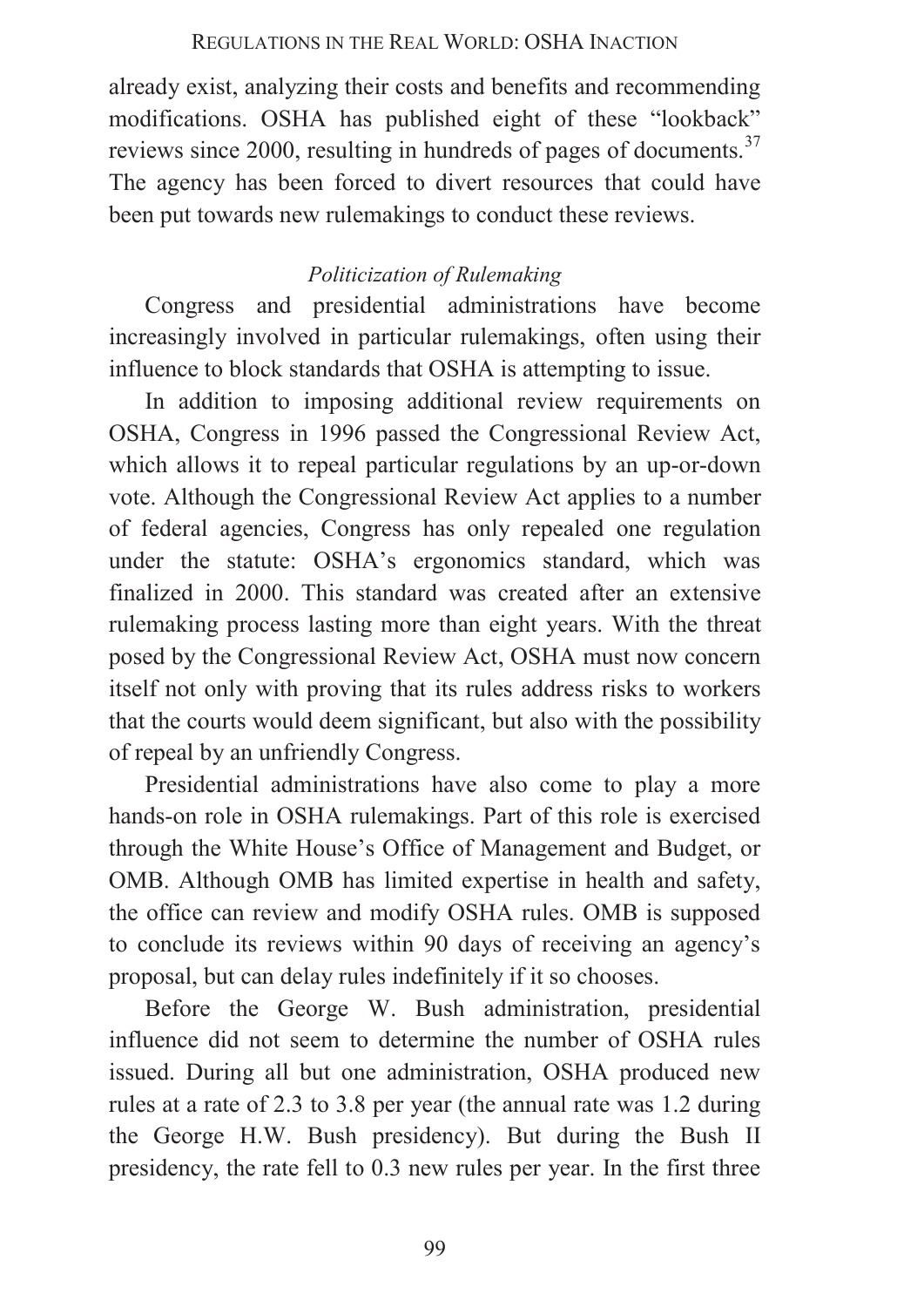already exist, analyzing their costs and benefits and recommending modifications. OSHA has published eight of these "lookback" reviews since 2000, resulting in hundreds of pages of documents.[37] The agency has been forced to divert resources that could have been put towards new rulemakings to conduct these reviews.

*Politicization of Rulemaking*

Congress and presidential administrations have become increasingly involved in particular rulemakings, often using their influence to block standards that OSHA is attempting to issue.

In addition to imposing additional review requirements on OSHA, Congress in 1996 passed the Congressional Review Act, which allows it to repeal particular regulations by an up-or-down vote. Although the Congressional Review Act applies to a number of federal agencies, Congress has only repealed one regulation under the statute: OSHA's ergonomics standard, which was finalized in 2000. This standard was created after an extensive rulemaking process lasting more than eight years. With the threat posed by the Congressional Review Act, OSHA must now concern itself not only with proving that its rules address risks to workers that the courts would deem significant, but also with the possibility of repeal by an unfriendly Congress.

Presidential administrations have also come to play a more hands-on role in OSHA rulemakings. Part of this role is exercised through the White House's Office of Management and Budget, or OMB. Although OMB has limited expertise in health and safety, the office can review and modify OSHA rules. OMB is supposed to conclude its reviews within 90 days of receiving an agency's proposal, but can delay rules indefinitely if it so chooses.

Before the George W. Bush administration, presidential influence did not seem to determine the number of OSHA rules issued. During all but one administration, OSHA produced new rules at a rate of 2.3 to 3.8 per year (the annual rate was 1.2 during the George H.W. Bush presidency). But during the Bush II presidency, the rate fell to 0.3 new rules per year. In the first three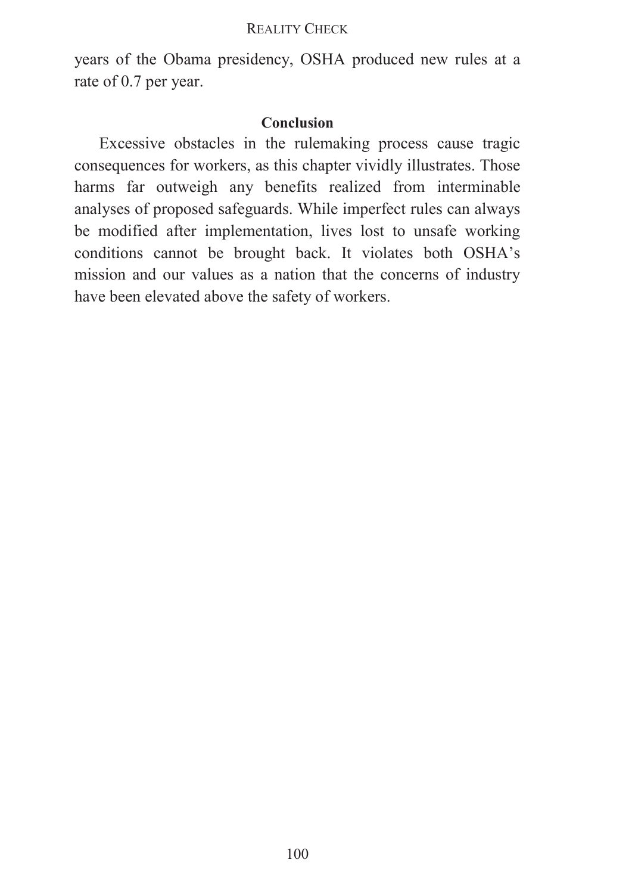years of the Obama presidency, OSHA produced new rules at a rate of 0.7 per year.

## Conclusion

Excessive obstacles in the rulemaking process cause tragic consequences for workers, as this chapter vividly illustrates. Those harms far outweigh any benefits realized from interminable analyses of proposed safeguards. While imperfect rules can always be modified after implementation, lives lost to unsafe working conditions cannot be brought back. It violates both OSHA's mission and our values as a nation that the concerns of industry have been elevated above the safety of workers.